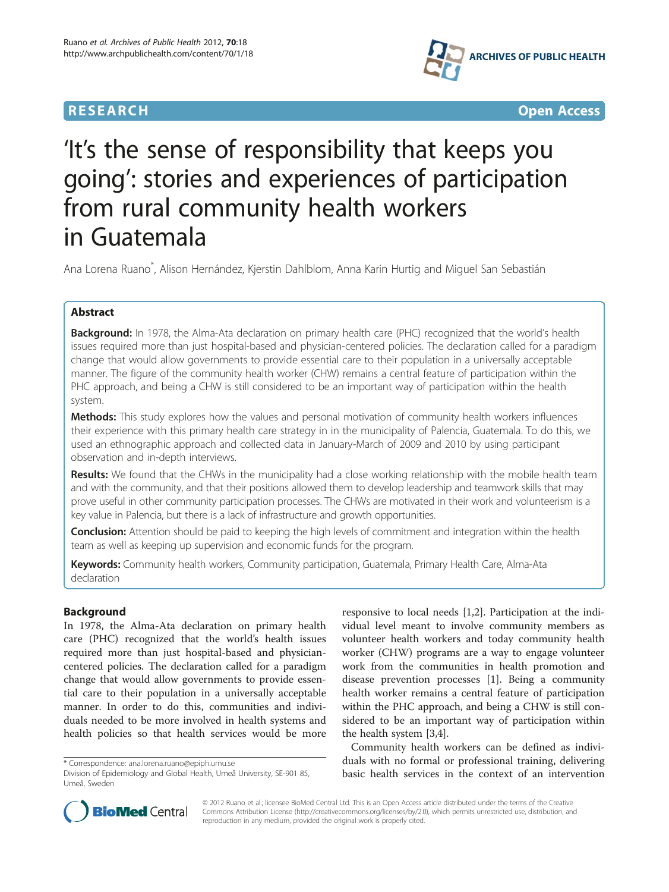**RESEARCH** **Open Access**

# 'It's the sense of responsibility that keeps you going': stories and experiences of participation from rural community health workers in Guatemala

Ana Lorena Ruano*, Alison Hernández, Kjerstin Dahlblom, Anna Karin Hurtig and Miguel San Sebastián

## Abstract

**Background:** In 1978, the Alma-Ata declaration on primary health care (PHC) recognized that the world's health issues required more than just hospital-based and physician-centered policies. The declaration called for a paradigm change that would allow governments to provide essential care to their population in a universally acceptable manner. The figure of the community health worker (CHW) remains a central feature of participation within the PHC approach, and being a CHW is still considered to be an important way of participation within the health system.

**Methods:** This study explores how the values and personal motivation of community health workers influences their experience with this primary health care strategy in in the municipality of Palencia, Guatemala. To do this, we used an ethnographic approach and collected data in January-March of 2009 and 2010 by using participant observation and in-depth interviews.

**Results:** We found that the CHWs in the municipality had a close working relationship with the mobile health team and with the community, and that their positions allowed them to develop leadership and teamwork skills that may prove useful in other community participation processes. The CHWs are motivated in their work and volunteerism is a key value in Palencia, but there is a lack of infrastructure and growth opportunities.

**Conclusion:** Attention should be paid to keeping the high levels of commitment and integration within the health team as well as keeping up supervision and economic funds for the program.

**Keywords:** Community health workers, Community participation, Guatemala, Primary Health Care, Alma-Ata declaration

## Background

In 1978, the Alma-Ata declaration on primary health care (PHC) recognized that the world's health issues required more than just hospital-based and physician-centered policies. The declaration called for a paradigm change that would allow governments to provide essential care to their population in a universally acceptable manner. In order to do this, communities and individuals needed to be more involved in health systems and health policies so that health services would be more responsive to local needs [1,2]. Participation at the individual level meant to involve community members as volunteer health workers and today community health worker (CHW) programs are a way to engage volunteer work from the communities in health promotion and disease prevention processes [1]. Being a community health worker remains a central feature of participation within the PHC approach, and being a CHW is still considered to be an important way of participation within the health system [3,4].

Community health workers can be defined as individuals with no formal or professional training, delivering basic health services in the context of an intervention

* Correspondence: ana.lorena.ruano@epiph.umu.se
Division of Epidemiology and Global Health, Umeå University, SE-901 85, Umeå, Sweden

© 2012 Ruano et al.; licensee BioMed Central Ltd. This is an Open Access article distributed under the terms of the Creative Commons Attribution License (http://creativecommons.org/licenses/by/2.0), which permits unrestricted use, distribution, and reproduction in any medium, provided the original work is properly cited.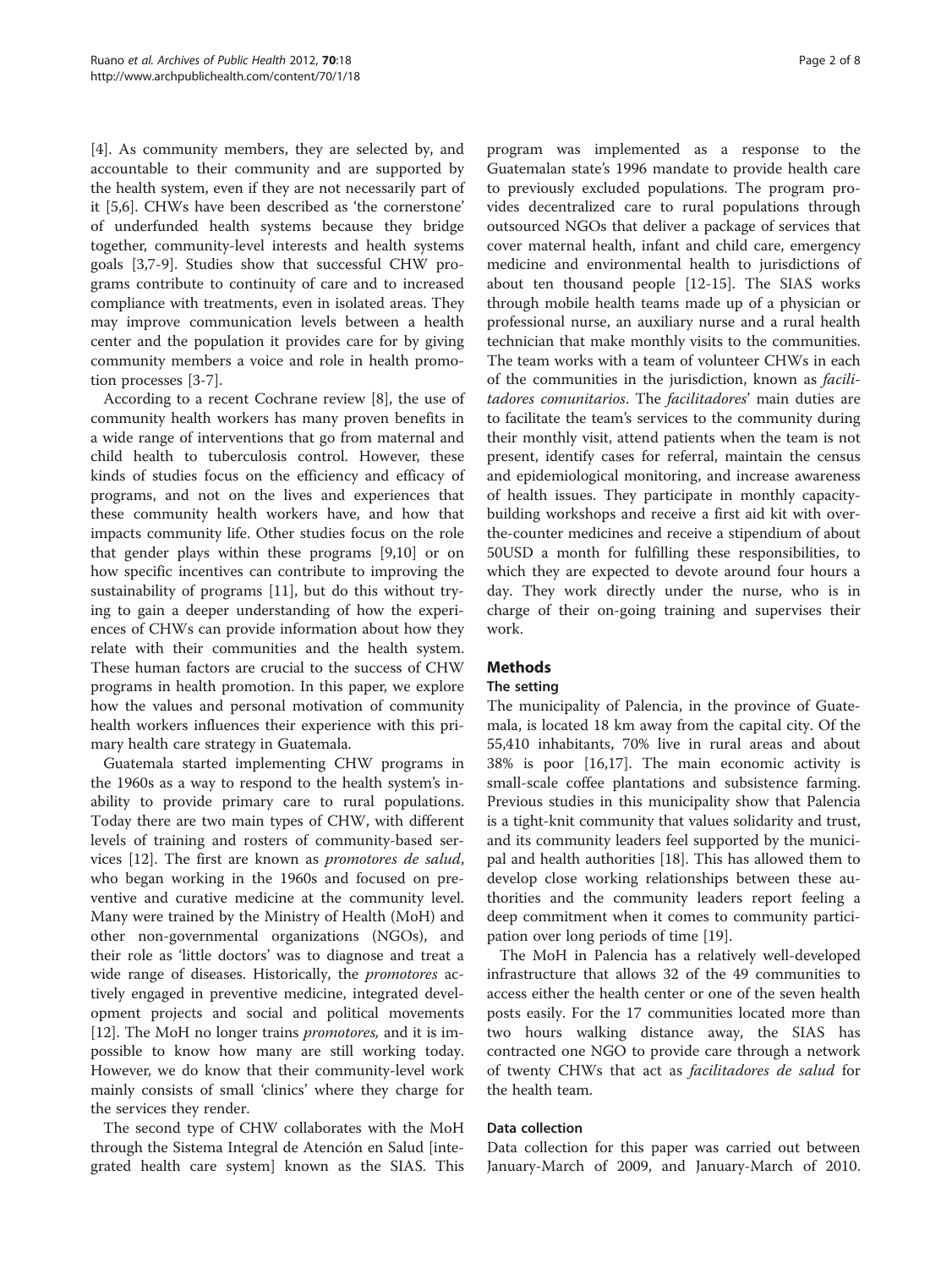[4]. As community members, they are selected by, and accountable to their community and are supported by the health system, even if they are not necessarily part of it [5,6]. CHWs have been described as 'the cornerstone' of underfunded health systems because they bridge together, community-level interests and health systems goals [3,7-9]. Studies show that successful CHW programs contribute to continuity of care and to increased compliance with treatments, even in isolated areas. They may improve communication levels between a health center and the population it provides care for by giving community members a voice and role in health promotion processes [3-7].

According to a recent Cochrane review [8], the use of community health workers has many proven benefits in a wide range of interventions that go from maternal and child health to tuberculosis control. However, these kinds of studies focus on the efficiency and efficacy of programs, and not on the lives and experiences that these community health workers have, and how that impacts community life. Other studies focus on the role that gender plays within these programs [9,10] or on how specific incentives can contribute to improving the sustainability of programs [11], but do this without trying to gain a deeper understanding of how the experiences of CHWs can provide information about how they relate with their communities and the health system. These human factors are crucial to the success of CHW programs in health promotion. In this paper, we explore how the values and personal motivation of community health workers influences their experience with this primary health care strategy in Guatemala.

Guatemala started implementing CHW programs in the 1960s as a way to respond to the health system's inability to provide primary care to rural populations. Today there are two main types of CHW, with different levels of training and rosters of community-based services [12]. The first are known as *promotores de salud*, who began working in the 1960s and focused on preventive and curative medicine at the community level. Many were trained by the Ministry of Health (MoH) and other non-governmental organizations (NGOs), and their role as 'little doctors' was to diagnose and treat a wide range of diseases. Historically, the *promotores* actively engaged in preventive medicine, integrated development projects and social and political movements [12]. The MoH no longer trains *promotores,* and it is impossible to know how many are still working today. However, we do know that their community-level work mainly consists of small 'clinics' where they charge for the services they render.

The second type of CHW collaborates with the MoH through the Sistema Integral de Atención en Salud [integrated health care system] known as the SIAS. This program was implemented as a response to the Guatemalan state's 1996 mandate to provide health care to previously excluded populations. The program provides decentralized care to rural populations through outsourced NGOs that deliver a package of services that cover maternal health, infant and child care, emergency medicine and environmental health to jurisdictions of about ten thousand people [12-15]. The SIAS works through mobile health teams made up of a physician or professional nurse, an auxiliary nurse and a rural health technician that make monthly visits to the communities. The team works with a team of volunteer CHWs in each of the communities in the jurisdiction, known as *facilitadores comunitarios*. The *facilitadores*' main duties are to facilitate the team's services to the community during their monthly visit, attend patients when the team is not present, identify cases for referral, maintain the census and epidemiological monitoring, and increase awareness of health issues. They participate in monthly capacity-building workshops and receive a first aid kit with over-the-counter medicines and receive a stipendium of about 50USD a month for fulfilling these responsibilities, to which they are expected to devote around four hours a day. They work directly under the nurse, who is in charge of their on-going training and supervises their work.

## Methods

### The setting

The municipality of Palencia, in the province of Guatemala, is located 18 km away from the capital city. Of the 55,410 inhabitants, 70% live in rural areas and about 38% is poor [16,17]. The main economic activity is small-scale coffee plantations and subsistence farming. Previous studies in this municipality show that Palencia is a tight-knit community that values solidarity and trust, and its community leaders feel supported by the municipal and health authorities [18]. This has allowed them to develop close working relationships between these authorities and the community leaders report feeling a deep commitment when it comes to community participation over long periods of time [19].

The MoH in Palencia has a relatively well-developed infrastructure that allows 32 of the 49 communities to access either the health center or one of the seven health posts easily. For the 17 communities located more than two hours walking distance away, the SIAS has contracted one NGO to provide care through a network of twenty CHWs that act as *facilitadores de salud* for the health team.

### Data collection

Data collection for this paper was carried out between January-March of 2009, and January-March of 2010.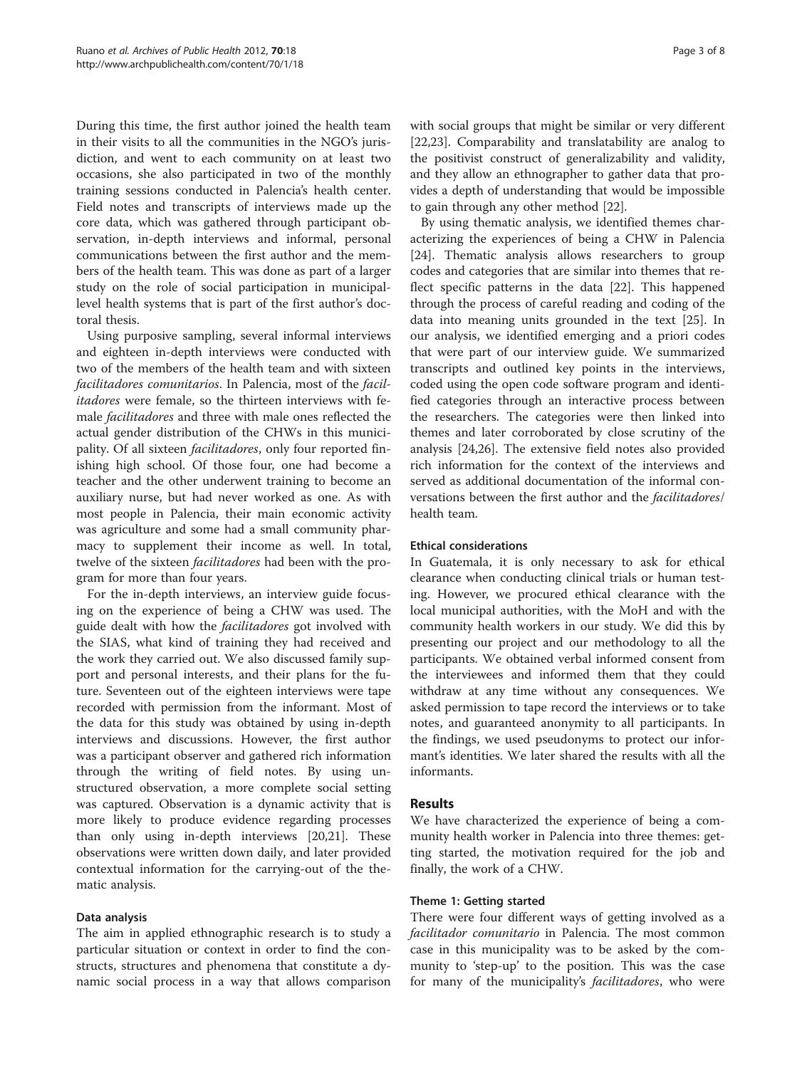During this time, the first author joined the health team in their visits to all the communities in the NGO's jurisdiction, and went to each community on at least two occasions, she also participated in two of the monthly training sessions conducted in Palencia's health center. Field notes and transcripts of interviews made up the core data, which was gathered through participant observation, in-depth interviews and informal, personal communications between the first author and the members of the health team. This was done as part of a larger study on the role of social participation in municipal-level health systems that is part of the first author's doctoral thesis.

Using purposive sampling, several informal interviews and eighteen in-depth interviews were conducted with two of the members of the health team and with sixteen *facilitadores comunitarios*. In Palencia, most of the *facilitadores* were female, so the thirteen interviews with female *facilitadores* and three with male ones reflected the actual gender distribution of the CHWs in this municipality. Of all sixteen *facilitadores*, only four reported finishing high school. Of those four, one had become a teacher and the other underwent training to become an auxiliary nurse, but had never worked as one. As with most people in Palencia, their main economic activity was agriculture and some had a small community pharmacy to supplement their income as well. In total, twelve of the sixteen *facilitadores* had been with the program for more than four years.

For the in-depth interviews, an interview guide focusing on the experience of being a CHW was used. The guide dealt with how the *facilitadores* got involved with the SIAS, what kind of training they had received and the work they carried out. We also discussed family support and personal interests, and their plans for the future. Seventeen out of the eighteen interviews were tape recorded with permission from the informant. Most of the data for this study was obtained by using in-depth interviews and discussions. However, the first author was a participant observer and gathered rich information through the writing of field notes. By using unstructured observation, a more complete social setting was captured. Observation is a dynamic activity that is more likely to produce evidence regarding processes than only using in-depth interviews [20,21]. These observations were written down daily, and later provided contextual information for the carrying-out of the thematic analysis.

### Data analysis

The aim in applied ethnographic research is to study a particular situation or context in order to find the constructs, structures and phenomena that constitute a dynamic social process in a way that allows comparison with social groups that might be similar or very different [22,23]. Comparability and translatability are analog to the positivist construct of generalizability and validity, and they allow an ethnographer to gather data that provides a depth of understanding that would be impossible to gain through any other method [22].

By using thematic analysis, we identified themes characterizing the experiences of being a CHW in Palencia [24]. Thematic analysis allows researchers to group codes and categories that are similar into themes that reflect specific patterns in the data [22]. This happened through the process of careful reading and coding of the data into meaning units grounded in the text [25]. In our analysis, we identified emerging and a priori codes that were part of our interview guide. We summarized transcripts and outlined key points in the interviews, coded using the open code software program and identified categories through an interactive process between the researchers. The categories were then linked into themes and later corroborated by close scrutiny of the analysis [24,26]. The extensive field notes also provided rich information for the context of the interviews and served as additional documentation of the informal conversations between the first author and the *facilitadores*/health team.

### Ethical considerations

In Guatemala, it is only necessary to ask for ethical clearance when conducting clinical trials or human testing. However, we procured ethical clearance with the local municipal authorities, with the MoH and with the community health workers in our study. We did this by presenting our project and our methodology to all the participants. We obtained verbal informed consent from the interviewees and informed them that they could withdraw at any time without any consequences. We asked permission to tape record the interviews or to take notes, and guaranteed anonymity to all participants. In the findings, we used pseudonyms to protect our informant's identities. We later shared the results with all the informants.

## Results

We have characterized the experience of being a community health worker in Palencia into three themes: getting started, the motivation required for the job and finally, the work of a CHW.

### Theme 1: Getting started

There were four different ways of getting involved as a *facilitador comunitario* in Palencia. The most common case in this municipality was to be asked by the community to 'step-up' to the position. This was the case for many of the municipality's *facilitadores*, who were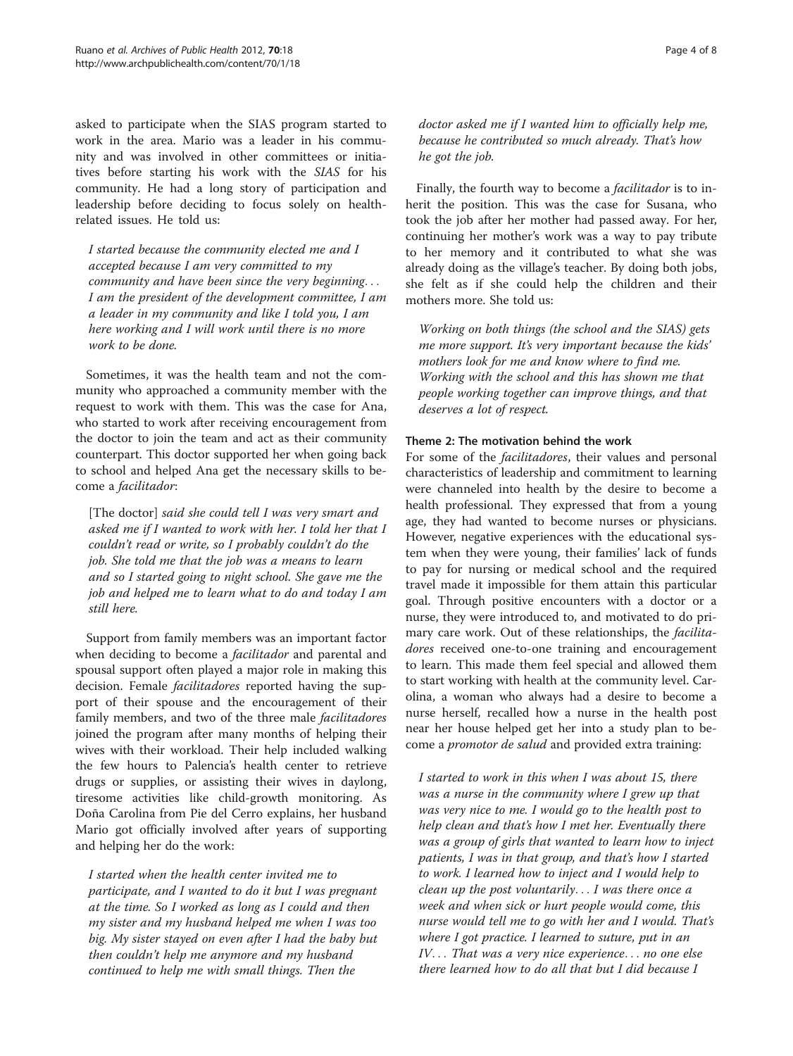asked to participate when the SIAS program started to work in the area. Mario was a leader in his community and was involved in other committees or initiatives before starting his work with the *SIAS* for his community. He had a long story of participation and leadership before deciding to focus solely on health-related issues. He told us:

> *I started because the community elected me and I accepted because I am very committed to my community and have been since the very beginning… I am the president of the development committee, I am a leader in my community and like I told you, I am here working and I will work until there is no more work to be done.*

Sometimes, it was the health team and not the community who approached a community member with the request to work with them. This was the case for Ana, who started to work after receiving encouragement from the doctor to join the team and act as their community counterpart. This doctor supported her when going back to school and helped Ana get the necessary skills to become a *facilitador*:

> [The doctor] *said she could tell I was very smart and asked me if I wanted to work with her. I told her that I couldn't read or write, so I probably couldn't do the job. She told me that the job was a means to learn and so I started going to night school. She gave me the job and helped me to learn what to do and today I am still here.*

Support from family members was an important factor when deciding to become a *facilitador* and parental and spousal support often played a major role in making this decision. Female *facilitadores* reported having the support of their spouse and the encouragement of their family members, and two of the three male *facilitadores* joined the program after many months of helping their wives with their workload. Their help included walking the few hours to Palencia's health center to retrieve drugs or supplies, or assisting their wives in daylong, tiresome activities like child-growth monitoring. As Doña Carolina from Pie del Cerro explains, her husband Mario got officially involved after years of supporting and helping her do the work:

> *I started when the health center invited me to participate, and I wanted to do it but I was pregnant at the time. So I worked as long as I could and then my sister and my husband helped me when I was too big. My sister stayed on even after I had the baby but then couldn't help me anymore and my husband continued to help me with small things. Then the doctor asked me if I wanted him to officially help me, because he contributed so much already. That's how he got the job.*

Finally, the fourth way to become a *facilitador* is to inherit the position. This was the case for Susana, who took the job after her mother had passed away. For her, continuing her mother's work was a way to pay tribute to her memory and it contributed to what she was already doing as the village's teacher. By doing both jobs, she felt as if she could help the children and their mothers more. She told us:

> *Working on both things (the school and the SIAS) gets me more support. It's very important because the kids' mothers look for me and know where to find me. Working with the school and this has shown me that people working together can improve things, and that deserves a lot of respect.*

### Theme 2: The motivation behind the work

For some of the *facilitadores*, their values and personal characteristics of leadership and commitment to learning were channeled into health by the desire to become a health professional. They expressed that from a young age, they had wanted to become nurses or physicians. However, negative experiences with the educational system when they were young, their families' lack of funds to pay for nursing or medical school and the required travel made it impossible for them attain this particular goal. Through positive encounters with a doctor or a nurse, they were introduced to, and motivated to do primary care work. Out of these relationships, the *facilitadores* received one-to-one training and encouragement to learn. This made them feel special and allowed them to start working with health at the community level. Carolina, a woman who always had a desire to become a nurse herself, recalled how a nurse in the health post near her house helped get her into a study plan to become a *promotor de salud* and provided extra training:

> *I started to work in this when I was about 15, there was a nurse in the community where I grew up that was very nice to me. I would go to the health post to help clean and that's how I met her. Eventually there was a group of girls that wanted to learn how to inject patients, I was in that group, and that's how I started to work. I learned how to inject and I would help to clean up the post voluntarily… I was there once a week and when sick or hurt people would come, this nurse would tell me to go with her and I would. That's where I got practice. I learned to suture, put in an IV… That was a very nice experience… no one else there learned how to do all that but I did because I*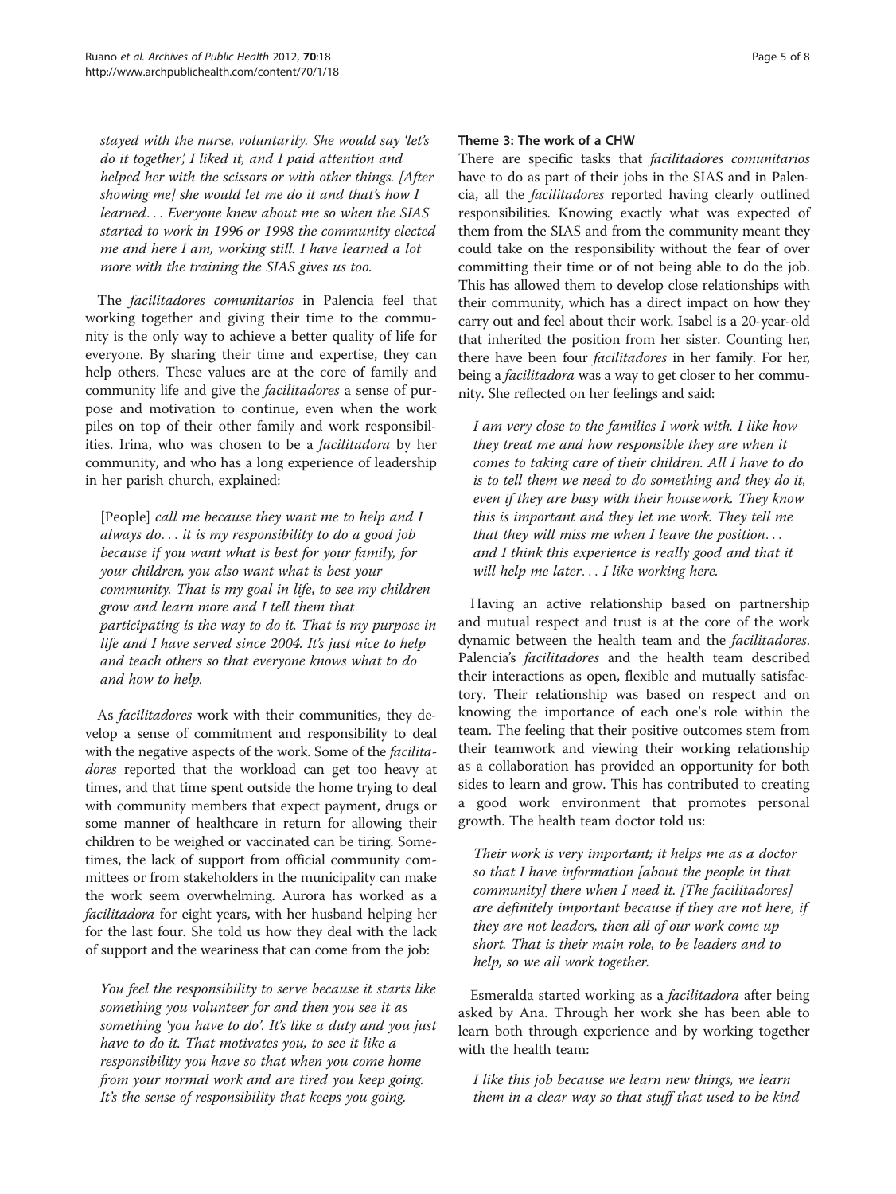*stayed with the nurse, voluntarily. She would say 'let's do it together', I liked it, and I paid attention and helped her with the scissors or with other things. [After showing me] she would let me do it and that's how I learned... Everyone knew about me so when the SIAS started to work in 1996 or 1998 the community elected me and here I am, working still. I have learned a lot more with the training the SIAS gives us too.*

The *facilitadores comunitarios* in Palencia feel that working together and giving their time to the community is the only way to achieve a better quality of life for everyone. By sharing their time and expertise, they can help others. These values are at the core of family and community life and give the *facilitadores* a sense of purpose and motivation to continue, even when the work piles on top of their other family and work responsibilities. Irina, who was chosen to be a *facilitadora* by her community, and who has a long experience of leadership in her parish church, explained:

> [People] *call me because they want me to help and I always do... it is my responsibility to do a good job because if you want what is best for your family, for your children, you also want what is best your community. That is my goal in life, to see my children grow and learn more and I tell them that participating is the way to do it. That is my purpose in life and I have served since 2004. It's just nice to help and teach others so that everyone knows what to do and how to help.*

As *facilitadores* work with their communities, they develop a sense of commitment and responsibility to deal with the negative aspects of the work. Some of the *facilitadores* reported that the workload can get too heavy at times, and that time spent outside the home trying to deal with community members that expect payment, drugs or some manner of healthcare in return for allowing their children to be weighed or vaccinated can be tiring. Sometimes, the lack of support from official community committees or from stakeholders in the municipality can make the work seem overwhelming. Aurora has worked as a *facilitadora* for eight years, with her husband helping her for the last four. She told us how they deal with the lack of support and the weariness that can come from the job:

> *You feel the responsibility to serve because it starts like something you volunteer for and then you see it as something 'you have to do'. It's like a duty and you just have to do it. That motivates you, to see it like a responsibility you have so that when you come home from your normal work and are tired you keep going. It's the sense of responsibility that keeps you going.*

### Theme 3: The work of a CHW

There are specific tasks that *facilitadores comunitarios* have to do as part of their jobs in the SIAS and in Palencia, all the *facilitadores* reported having clearly outlined responsibilities. Knowing exactly what was expected of them from the SIAS and from the community meant they could take on the responsibility without the fear of over committing their time or of not being able to do the job. This has allowed them to develop close relationships with their community, which has a direct impact on how they carry out and feel about their work. Isabel is a 20-year-old that inherited the position from her sister. Counting her, there have been four *facilitadores* in her family. For her, being a *facilitadora* was a way to get closer to her community. She reflected on her feelings and said:

> *I am very close to the families I work with. I like how they treat me and how responsible they are when it comes to taking care of their children. All I have to do is to tell them we need to do something and they do it, even if they are busy with their housework. They know this is important and they let me work. They tell me that they will miss me when I leave the position... and I think this experience is really good and that it will help me later... I like working here.*

Having an active relationship based on partnership and mutual respect and trust is at the core of the work dynamic between the health team and the *facilitadores*. Palencia's *facilitadores* and the health team described their interactions as open, flexible and mutually satisfactory. Their relationship was based on respect and on knowing the importance of each one's role within the team. The feeling that their positive outcomes stem from their teamwork and viewing their working relationship as a collaboration has provided an opportunity for both sides to learn and grow. This has contributed to creating a good work environment that promotes personal growth. The health team doctor told us:

> *Their work is very important; it helps me as a doctor so that I have information [about the people in that community] there when I need it. [The facilitadores] are definitely important because if they are not here, if they are not leaders, then all of our work come up short. That is their main role, to be leaders and to help, so we all work together.*

Esmeralda started working as a *facilitadora* after being asked by Ana. Through her work she has been able to learn both through experience and by working together with the health team:

> *I like this job because we learn new things, we learn them in a clear way so that stuff that used to be kind*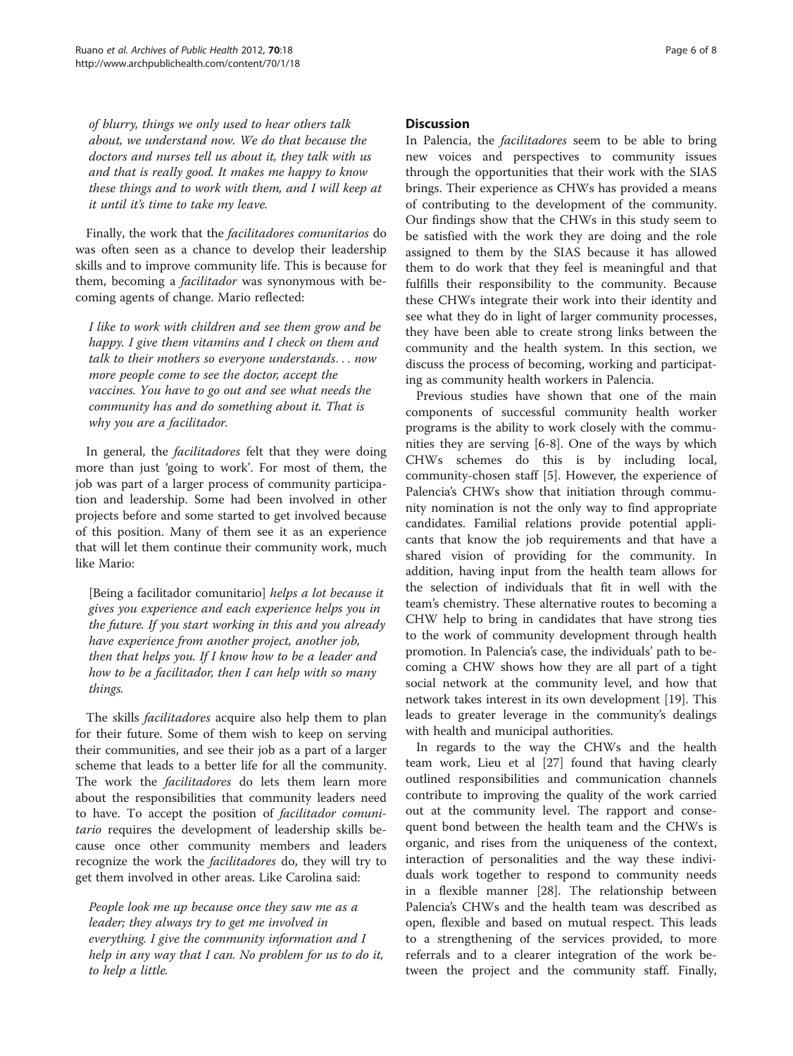*of blurry, things we only used to hear others talk about, we understand now. We do that because the doctors and nurses tell us about it, they talk with us and that is really good. It makes me happy to know these things and to work with them, and I will keep at it until it's time to take my leave.*

Finally, the work that the *facilitadores comunitarios* do was often seen as a chance to develop their leadership skills and to improve community life. This is because for them, becoming a *facilitador* was synonymous with becoming agents of change. Mario reflected:

*I like to work with children and see them grow and be happy. I give them vitamins and I check on them and talk to their mothers so everyone understands… now more people come to see the doctor, accept the vaccines. You have to go out and see what needs the community has and do something about it. That is why you are a facilitador.*

In general, the *facilitadores* felt that they were doing more than just 'going to work'. For most of them, the job was part of a larger process of community participation and leadership. Some had been involved in other projects before and some started to get involved because of this position. Many of them see it as an experience that will let them continue their community work, much like Mario:

[Being a facilitador comunitario] *helps a lot because it gives you experience and each experience helps you in the future. If you start working in this and you already have experience from another project, another job, then that helps you. If I know how to be a leader and how to be a facilitador, then I can help with so many things.*

The skills *facilitadores* acquire also help them to plan for their future. Some of them wish to keep on serving their communities, and see their job as a part of a larger scheme that leads to a better life for all the community. The work the *facilitadores* do lets them learn more about the responsibilities that community leaders need to have. To accept the position of *facilitador comunitario* requires the development of leadership skills because once other community members and leaders recognize the work the *facilitadores* do, they will try to get them involved in other areas. Like Carolina said:

*People look me up because once they saw me as a leader; they always try to get me involved in everything. I give the community information and I help in any way that I can. No problem for us to do it, to help a little.*

## Discussion

In Palencia, the *facilitadores* seem to be able to bring new voices and perspectives to community issues through the opportunities that their work with the SIAS brings. Their experience as CHWs has provided a means of contributing to the development of the community. Our findings show that the CHWs in this study seem to be satisfied with the work they are doing and the role assigned to them by the SIAS because it has allowed them to do work that they feel is meaningful and that fulfills their responsibility to the community. Because these CHWs integrate their work into their identity and see what they do in light of larger community processes, they have been able to create strong links between the community and the health system. In this section, we discuss the process of becoming, working and participating as community health workers in Palencia.

Previous studies have shown that one of the main components of successful community health worker programs is the ability to work closely with the communities they are serving [6-8]. One of the ways by which CHWs schemes do this is by including local, community-chosen staff [5]. However, the experience of Palencia's CHWs show that initiation through community nomination is not the only way to find appropriate candidates. Familial relations provide potential applicants that know the job requirements and that have a shared vision of providing for the community. In addition, having input from the health team allows for the selection of individuals that fit in well with the team's chemistry. These alternative routes to becoming a CHW help to bring in candidates that have strong ties to the work of community development through health promotion. In Palencia's case, the individuals' path to becoming a CHW shows how they are all part of a tight social network at the community level, and how that network takes interest in its own development [19]. This leads to greater leverage in the community's dealings with health and municipal authorities.

In regards to the way the CHWs and the health team work, Lieu et al [27] found that having clearly outlined responsibilities and communication channels contribute to improving the quality of the work carried out at the community level. The rapport and consequent bond between the health team and the CHWs is organic, and rises from the uniqueness of the context, interaction of personalities and the way these individuals work together to respond to community needs in a flexible manner [28]. The relationship between Palencia's CHWs and the health team was described as open, flexible and based on mutual respect. This leads to a strengthening of the services provided, to more referrals and to a clearer integration of the work between the project and the community staff. Finally,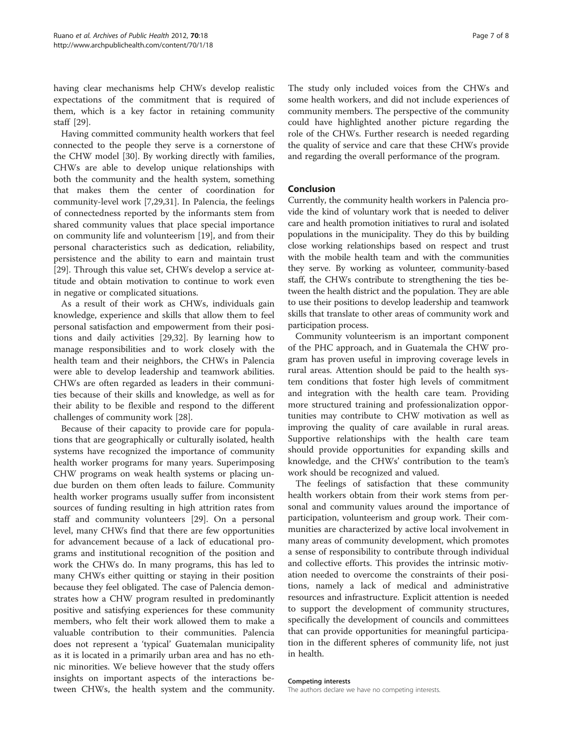having clear mechanisms help CHWs develop realistic expectations of the commitment that is required of them, which is a key factor in retaining community staff [29].

Having committed community health workers that feel connected to the people they serve is a cornerstone of the CHW model [30]. By working directly with families, CHWs are able to develop unique relationships with both the community and the health system, something that makes them the center of coordination for community-level work [7,29,31]. In Palencia, the feelings of connectedness reported by the informants stem from shared community values that place special importance on community life and volunteerism [19], and from their personal characteristics such as dedication, reliability, persistence and the ability to earn and maintain trust [29]. Through this value set, CHWs develop a service attitude and obtain motivation to continue to work even in negative or complicated situations.

As a result of their work as CHWs, individuals gain knowledge, experience and skills that allow them to feel personal satisfaction and empowerment from their positions and daily activities [29,32]. By learning how to manage responsibilities and to work closely with the health team and their neighbors, the CHWs in Palencia were able to develop leadership and teamwork abilities. CHWs are often regarded as leaders in their communities because of their skills and knowledge, as well as for their ability to be flexible and respond to the different challenges of community work [28].

Because of their capacity to provide care for populations that are geographically or culturally isolated, health systems have recognized the importance of community health worker programs for many years. Superimposing CHW programs on weak health systems or placing undue burden on them often leads to failure. Community health worker programs usually suffer from inconsistent sources of funding resulting in high attrition rates from staff and community volunteers [29]. On a personal level, many CHWs find that there are few opportunities for advancement because of a lack of educational programs and institutional recognition of the position and work the CHWs do. In many programs, this has led to many CHWs either quitting or staying in their position because they feel obligated. The case of Palencia demonstrates how a CHW program resulted in predominantly positive and satisfying experiences for these community members, who felt their work allowed them to make a valuable contribution to their communities. Palencia does not represent a 'typical' Guatemalan municipality as it is located in a primarily urban area and has no ethnic minorities. We believe however that the study offers insights on important aspects of the interactions between CHWs, the health system and the community. The study only included voices from the CHWs and some health workers, and did not include experiences of community members. The perspective of the community could have highlighted another picture regarding the role of the CHWs. Further research is needed regarding the quality of service and care that these CHWs provide and regarding the overall performance of the program.

## Conclusion

Currently, the community health workers in Palencia provide the kind of voluntary work that is needed to deliver care and health promotion initiatives to rural and isolated populations in the municipality. They do this by building close working relationships based on respect and trust with the mobile health team and with the communities they serve. By working as volunteer, community-based staff, the CHWs contribute to strengthening the ties between the health district and the population. They are able to use their positions to develop leadership and teamwork skills that translate to other areas of community work and participation process.

Community volunteerism is an important component of the PHC approach, and in Guatemala the CHW program has proven useful in improving coverage levels in rural areas. Attention should be paid to the health system conditions that foster high levels of commitment and integration with the health care team. Providing more structured training and professionalization opportunities may contribute to CHW motivation as well as improving the quality of care available in rural areas. Supportive relationships with the health care team should provide opportunities for expanding skills and knowledge, and the CHWs' contribution to the team's work should be recognized and valued.

The feelings of satisfaction that these community health workers obtain from their work stems from personal and community values around the importance of participation, volunteerism and group work. Their communities are characterized by active local involvement in many areas of community development, which promotes a sense of responsibility to contribute through individual and collective efforts. This provides the intrinsic motivation needed to overcome the constraints of their positions, namely a lack of medical and administrative resources and infrastructure. Explicit attention is needed to support the development of community structures, specifically the development of councils and committees that can provide opportunities for meaningful participation in the different spheres of community life, not just in health.

#### Competing interests

The authors declare we have no competing interests.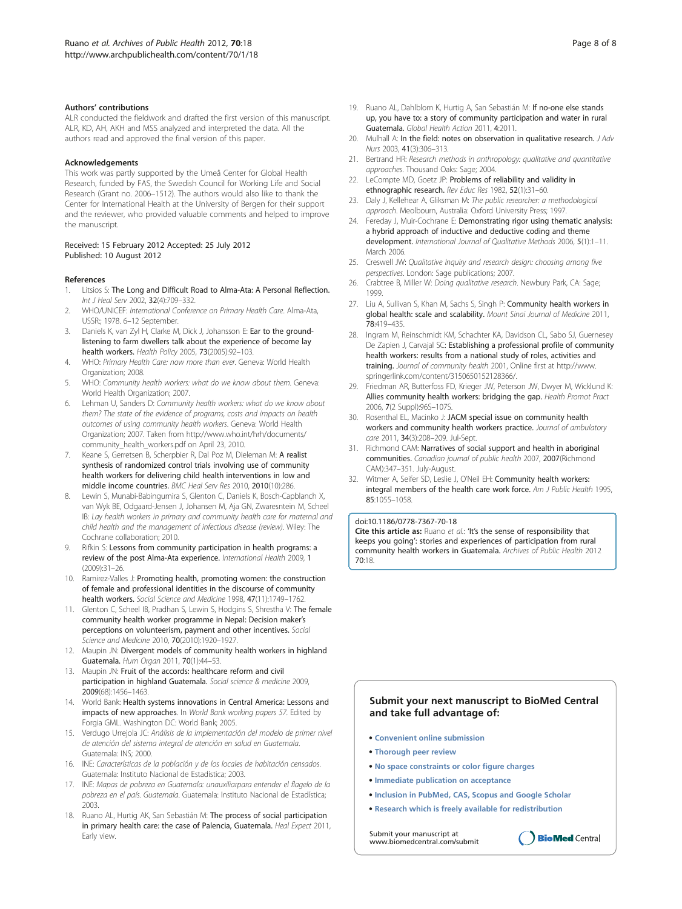### Authors' contributions

ALR conducted the fieldwork and drafted the first version of this manuscript. ALR, KD, AH, AKH and MSS analyzed and interpreted the data. All the authors read and approved the final version of this paper.

### Acknowledgements

This work was partly supported by the Umeå Center for Global Health Research, funded by FAS, the Swedish Council for Working Life and Social Research (Grant no. 2006–1512). The authors would also like to thank the Center for International Health at the University of Bergen for their support and the reviewer, who provided valuable comments and helped to improve the manuscript.

Received: 15 February 2012 Accepted: 25 July 2012
Published: 10 August 2012

### References

1. Litsios S: **The Long and Difficult Road to Alma-Ata: A Personal Reflection.** *Int J Heal Serv* 2002, **32**(4):709–332.
2. WHO/UNICEF: *International Conference on Primary Health Care*. Alma-Ata, USSR:; 1978. 6–12 September.
3. Daniels K, van Zyl H, Clarke M, Dick J, Johansson E: **Ear to the ground-listening to farm dwellers talk about the experience of become lay health workers.** *Health Policy* 2005, **73**(2005):92–103.
4. WHO: *Primary Health Care: now more than ever*. Geneva: World Health Organization; 2008.
5. WHO: *Community health workers: what do we know about them*. Geneva: World Health Organization; 2007.
6. Lehman U, Sanders D: *Community health workers: what do we know about them? The state of the evidence of programs, costs and impacts on health outcomes of using community health workers*. Geneva: World Health Organization; 2007. Taken from http://www.who.int/hrh/documents/community_health_workers.pdf on April 23, 2010.
7. Keane S, Gerretsen B, Scherpbier R, Dal Poz M, Dieleman M: **A realist synthesis of randomized control trials involving use of community health workers for delivering child health interventions in low and middle income countries.** *BMC Heal Serv Res* 2010, **2010**(10):286.
8. Lewin S, Munabi-Babingumira S, Glenton C, Daniels K, Bosch-Capblanch X, van Wyk BE, Odgaard-Jensen J, Johansen M, Aja GN, Zwaresntein M, Scheel IB: *Lay health workers in primary and community health care for maternal and child health and the management of infectious disease (review)*. Wiley: The Cochrane collaboration; 2010.
9. Rifkin S: **Lessons from community participation in health programs: a review of the post Alma-Ata experience.** *International Health* 2009, **1**(2009):31–26.
10. Ramirez-Valles J: **Promoting health, promoting women: the construction of female and professional identities in the discourse of community health workers.** *Social Science and Medicine* 1998, **47**(11):1749–1762.
11. Glenton C, Scheel IB, Pradhan S, Lewin S, Hodgins S, Shrestha V: **The female community health worker programme in Nepal: Decision maker's perceptions on volunteerism, payment and other incentives.** *Social Science and Medicine* 2010, **70**(2010):1920–1927.
12. Maupin JN: **Divergent models of community health workers in highland Guatemala.** *Hum Organ* 2011, **70**(1):44–53.
13. Maupin JN: **Fruit of the accords: healthcare reform and civil participation in highland Guatemala.** *Social science & medicine* 2009, **2009**(68):1456–1463.
14. World Bank: **Health systems innovations in Central America: Lessons and impacts of new approaches.** In *World Bank working papers 57*. Edited by Forgia GML. Washington DC: World Bank; 2005.
15. Verdugo Urrejola JC: *Análisis de la implementación del modelo de primer nivel de atención del sistema integral de atención en salud en Guatemala*. Guatemala: INS; 2000.
16. INE: *Características de la población y de los locales de habitación censados*. Guatemala: Instituto Nacional de Estadística; 2003.
17. INE: *Mapas de pobreza en Guatemala: unauxiliarpara entender el flagelo de la pobreza en el país. Guatemala*. Guatemala: Instituto Nacional de Estadística; 2003.
18. Ruano AL, Hurtig AK, San Sebastián M: **The process of social participation in primary health care: the case of Palencia, Guatemala.** *Heal Expect* 2011, Early view.
19. Ruano AL, Dahlblom K, Hurtig A, San Sebastián M: **If no-one else stands up, you have to: a story of community participation and water in rural Guatemala.** *Global Health Action* 2011, **4**:2011.
20. Mulhall A: **In the field: notes on observation in qualitative research.** *J Adv Nurs* 2003, **41**(3):306–313.
21. Bertrand HR: *Research methods in anthropology: qualitative and quantitative approaches*. Thousand Oaks: Sage; 2004.
22. LeCompte MD, Goetz JP: **Problems of reliability and validity in ethnographic research.** *Rev Educ Res* 1982, **52**(1):31–60.
23. Daly J, Kellehear A, Gliksman M: *The public researcher: a methodological approach*. Meolbourn, Australia: Oxford University Press; 1997.
24. Fereday J, Muir-Cochrane E: **Demonstrating rigor using thematic analysis: a hybrid approach of inductive and deductive coding and theme development.** *International Journal of Qualitative Methods* 2006, **5**(1):1–11. March 2006.
25. Creswell JW: *Qualitative Inquiry and research design: choosing among five perspectives*. London: Sage publications; 2007.
26. Crabtree B, Miller W: *Doing qualitative research*. Newbury Park, CA: Sage; 1999.
27. Liu A, Sullivan S, Khan M, Sachs S, Singh P: **Community health workers in global health: scale and scalability.** *Mount Sinai Journal of Medicine* 2011, **78**:419–435.
28. Ingram M, Reinschmidt KM, Schachter KA, Davidson CL, Sabo SJ, Guernesey De Zapien J, Carvajal SC: **Establishing a professional profile of community health workers: results from a national study of roles, activities and training.** *Journal of community health* 2001, Online first at http://www.springerlink.com/content/3150650152128366/.
29. Friedman AR, Butterfoss FD, Krieger JW, Peterson JW, Dwyer M, Wicklund K: **Allies community health workers: bridging the gap.** *Health Promot Pract* 2006, **7**(2 Suppl):96S–107S.
30. Rosenthal EL, Macinko J: **JACM special issue on community health workers and community health workers practice.** *Journal of ambulatory care* 2011, **34**(3):208–209. Jul-Sept.
31. Richmond CAM: **Narratives of social support and health in aboriginal communities.** *Canadian journal of public health* 2007, **2007**(Richmond CAM):347–351. July-August.
32. Witmer A, Seifer SD, Leslie J, O'Neil EH: **Community health workers: integral members of the health care work force.** *Am J Public Health* 1995, **85**:1055–1058.

doi:10.1186/0778-7367-70-18
**Cite this article as:** Ruano *et al.*: 'It's the sense of responsibility that keeps you going': stories and experiences of participation from rural community health workers in Guatemala. *Archives of Public Health* 2012 **70**:18.

**Submit your next manuscript to BioMed Central and take full advantage of:**

- **Convenient online submission**
- **Thorough peer review**
- **No space constraints or color figure charges**
- **Immediate publication on acceptance**
- **Inclusion in PubMed, CAS, Scopus and Google Scholar**
- **Research which is freely available for redistribution**

Submit your manuscript at
www.biomedcentral.com/submit

BioMed Central